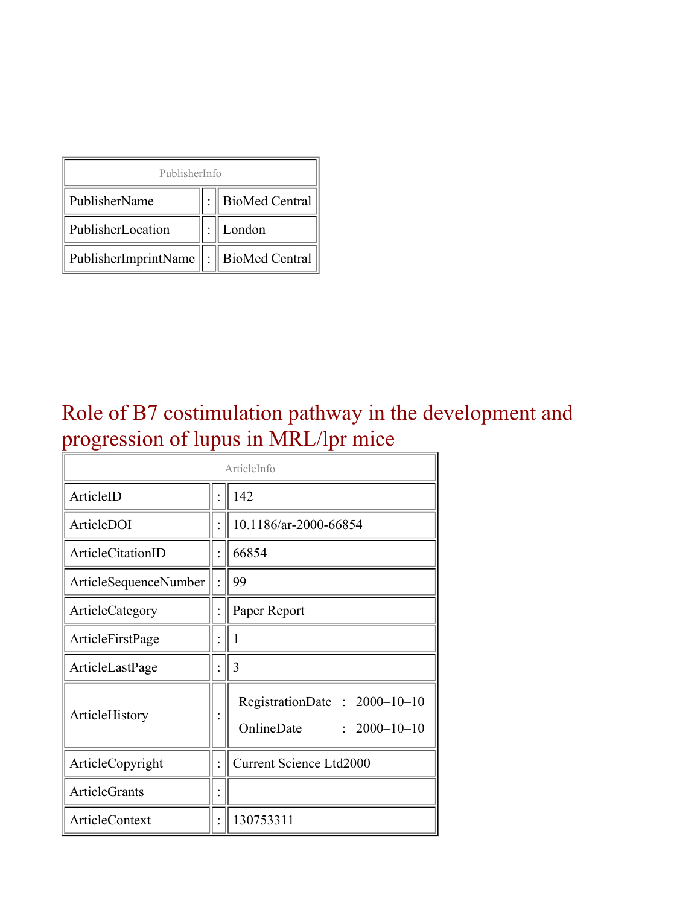| PublisherInfo | | |
|---|---|---|
| PublisherName | : | BioMed Central |
| PublisherLocation | : | London |
| PublisherImprintName | : | BioMed Central |

# Role of B7 costimulation pathway in the development and progression of lupus in MRL/lpr mice

| ArticleInfo | | |
|---|---|---|
| ArticleID | : | 142 |
| ArticleDOI | : | 10.1186/ar-2000-66854 |
| ArticleCitationID | : | 66854 |
| ArticleSequenceNumber | : | 99 |
| ArticleCategory | : | Paper Report |
| ArticleFirstPage | : | 1 |
| ArticleLastPage | : | 3 |
| ArticleHistory | : | RegistrationDate : 2000–10–10<br>OnlineDate : 2000–10–10 |
| ArticleCopyright | : | Current Science Ltd2000 |
| ArticleGrants | : | |
| ArticleContext | : | 130753311 |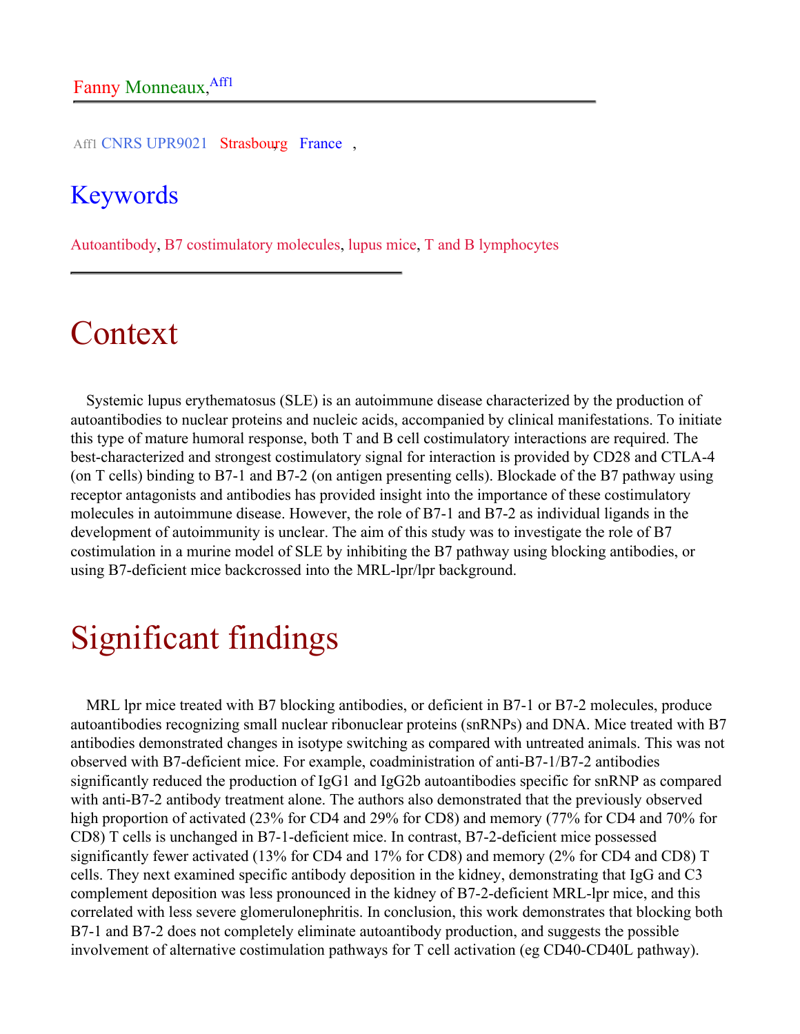Fanny Monneaux,[Aff1]

[Aff1] CNRS UPR9021 Strasbourg, France,

## Keywords

Autoantibody, B7 costimulatory molecules, lupus mice, T and B lymphocytes

# Context

Systemic lupus erythematosus (SLE) is an autoimmune disease characterized by the production of autoantibodies to nuclear proteins and nucleic acids, accompanied by clinical manifestations. To initiate this type of mature humoral response, both T and B cell costimulatory interactions are required. The best-characterized and strongest costimulatory signal for interaction is provided by CD28 and CTLA-4 (on T cells) binding to B7-1 and B7-2 (on antigen presenting cells). Blockade of the B7 pathway using receptor antagonists and antibodies has provided insight into the importance of these costimulatory molecules in autoimmune disease. However, the role of B7-1 and B7-2 as individual ligands in the development of autoimmunity is unclear. The aim of this study was to investigate the role of B7 costimulation in a murine model of SLE by inhibiting the B7 pathway using blocking antibodies, or using B7-deficient mice backcrossed into the MRL-lpr/lpr background.

# Significant findings

MRL lpr mice treated with B7 blocking antibodies, or deficient in B7-1 or B7-2 molecules, produce autoantibodies recognizing small nuclear ribonuclear proteins (snRNPs) and DNA. Mice treated with B7 antibodies demonstrated changes in isotype switching as compared with untreated animals. This was not observed with B7-deficient mice. For example, coadministration of anti-B7-1/B7-2 antibodies significantly reduced the production of IgG1 and IgG2b autoantibodies specific for snRNP as compared with anti-B7-2 antibody treatment alone. The authors also demonstrated that the previously observed high proportion of activated (23% for CD4 and 29% for CD8) and memory (77% for CD4 and 70% for CD8) T cells is unchanged in B7-1-deficient mice. In contrast, B7-2-deficient mice possessed significantly fewer activated (13% for CD4 and 17% for CD8) and memory (2% for CD4 and CD8) T cells. They next examined specific antibody deposition in the kidney, demonstrating that IgG and C3 complement deposition was less pronounced in the kidney of B7-2-deficient MRL-lpr mice, and this correlated with less severe glomerulonephritis. In conclusion, this work demonstrates that blocking both B7-1 and B7-2 does not completely eliminate autoantibody production, and suggests the possible involvement of alternative costimulation pathways for T cell activation (eg CD40-CD40L pathway).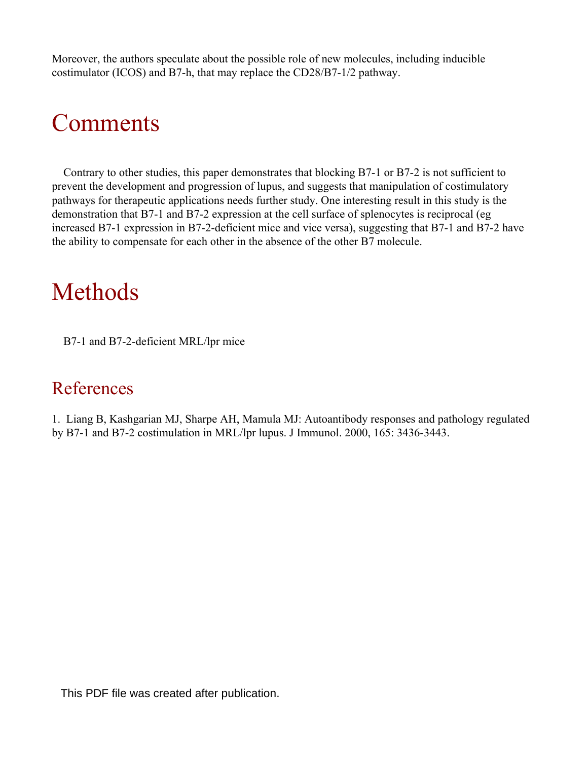Moreover, the authors speculate about the possible role of new molecules, including inducible costimulator (ICOS) and B7-h, that may replace the CD28/B7-1/2 pathway.

# Comments

Contrary to other studies, this paper demonstrates that blocking B7-1 or B7-2 is not sufficient to prevent the development and progression of lupus, and suggests that manipulation of costimulatory pathways for therapeutic applications needs further study. One interesting result in this study is the demonstration that B7-1 and B7-2 expression at the cell surface of splenocytes is reciprocal (eg increased B7-1 expression in B7-2-deficient mice and vice versa), suggesting that B7-1 and B7-2 have the ability to compensate for each other in the absence of the other B7 molecule.

# Methods

B7-1 and B7-2-deficient MRL/lpr mice

## References

1. Liang B, Kashgarian MJ, Sharpe AH, Mamula MJ: Autoantibody responses and pathology regulated by B7-1 and B7-2 costimulation in MRL/lpr lupus. J Immunol. 2000, 165: 3436-3443.

This PDF file was created after publication.